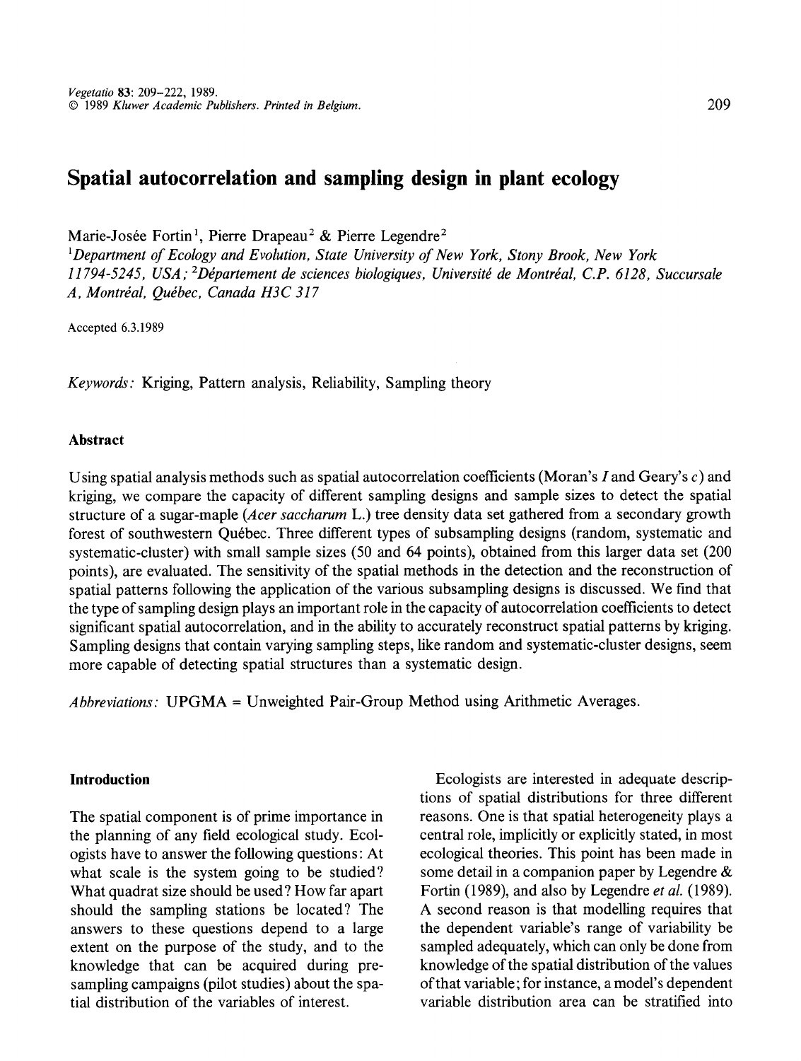# Spatial autocorrelation and sampling design in plant ecology

Marie-Josée Fortin[1], Pierre Drapeau[2] & Pierre Legendre[2]

[1]*Department of Ecology and Evolution, State University of New York, Stony Brook, New York 11794-5245, USA;* [2]*Département de sciences biologiques, Université de Montréal, C.P. 6128, Succursale A, Montréal, Québec, Canada H3C 3J7*

Accepted 6.3.1989

*Keywords:* Kriging, Pattern analysis, Reliability, Sampling theory

## Abstract

Using spatial analysis methods such as spatial autocorrelation coefficients (Moran's $I$ and Geary's $c$) and kriging, we compare the capacity of different sampling designs and sample sizes to detect the spatial structure of a sugar-maple (*Acer saccharum* L.) tree density data set gathered from a secondary growth forest of southwestern Québec. Three different types of subsampling designs (random, systematic and systematic-cluster) with small sample sizes (50 and 64 points), obtained from this larger data set (200 points), are evaluated. The sensitivity of the spatial methods in the detection and the reconstruction of spatial patterns following the application of the various subsampling designs is discussed. We find that the type of sampling design plays an important role in the capacity of autocorrelation coefficients to detect significant spatial autocorrelation, and in the ability to accurately reconstruct spatial patterns by kriging. Sampling designs that contain varying sampling steps, like random and systematic-cluster designs, seem more capable of detecting spatial structures than a systematic design.

*Abbreviations:* UPGMA = Unweighted Pair-Group Method using Arithmetic Averages.

## Introduction

The spatial component is of prime importance in the planning of any field ecological study. Ecologists have to answer the following questions: At what scale is the system going to be studied? What quadrat size should be used? How far apart should the sampling stations be located? The answers to these questions depend to a large extent on the purpose of the study, and to the knowledge that can be acquired during pre-sampling campaigns (pilot studies) about the spatial distribution of the variables of interest.

Ecologists are interested in adequate descriptions of spatial distributions for three different reasons. One is that spatial heterogeneity plays a central role, implicitly or explicitly stated, in most ecological theories. This point has been made in some detail in a companion paper by Legendre & Fortin (1989), and also by Legendre *et al.* (1989). A second reason is that modelling requires that the dependent variable's range of variability be sampled adequately, which can only be done from knowledge of the spatial distribution of the values of that variable; for instance, a model's dependent variable distribution area can be stratified into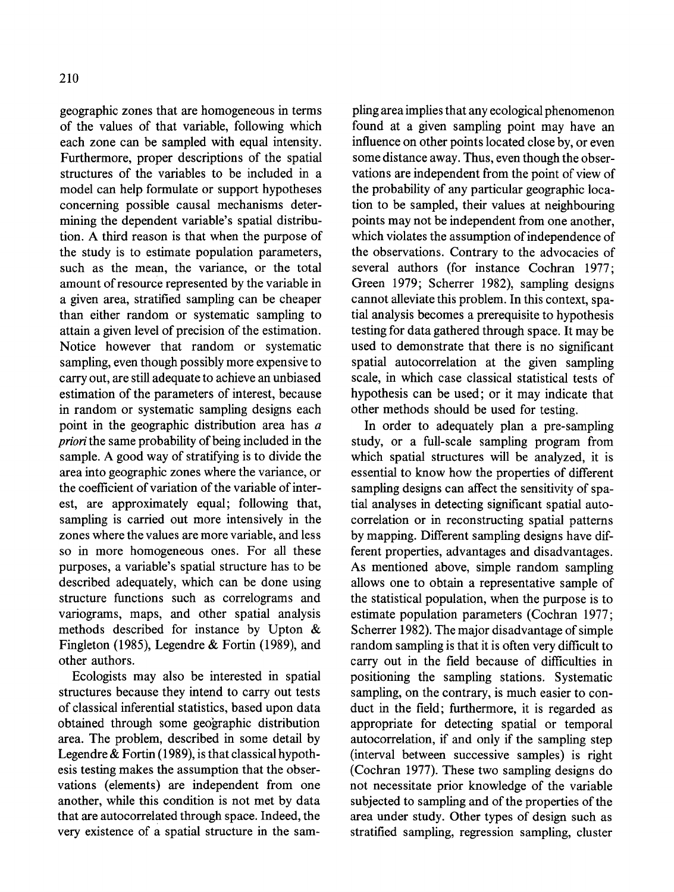geographic zones that are homogeneous in terms of the values of that variable, following which each zone can be sampled with equal intensity. Furthermore, proper descriptions of the spatial structures of the variables to be included in a model can help formulate or support hypotheses concerning possible causal mechanisms determining the dependent variable's spatial distribution. A third reason is that when the purpose of the study is to estimate population parameters, such as the mean, the variance, or the total amount of resource represented by the variable in a given area, stratified sampling can be cheaper than either random or systematic sampling to attain a given level of precision of the estimation. Notice however that random or systematic sampling, even though possibly more expensive to carry out, are still adequate to achieve an unbiased estimation of the parameters of interest, because in random or systematic sampling designs each point in the geographic distribution area has *a priori* the same probability of being included in the sample. A good way of stratifying is to divide the area into geographic zones where the variance, or the coefficient of variation of the variable of interest, are approximately equal; following that, sampling is carried out more intensively in the zones where the values are more variable, and less so in more homogeneous ones. For all these purposes, a variable's spatial structure has to be described adequately, which can be done using structure functions such as correlograms and variograms, maps, and other spatial analysis methods described for instance by Upton & Fingleton (1985), Legendre & Fortin (1989), and other authors.

Ecologists may also be interested in spatial structures because they intend to carry out tests of classical inferential statistics, based upon data obtained through some geographic distribution area. The problem, described in some detail by Legendre & Fortin (1989), is that classical hypothesis testing makes the assumption that the observations (elements) are independent from one another, while this condition is not met by data that are autocorrelated through space. Indeed, the very existence of a spatial structure in the sampling area implies that any ecological phenomenon found at a given sampling point may have an influence on other points located close by, or even some distance away. Thus, even though the observations are independent from the point of view of the probability of any particular geographic location to be sampled, their values at neighbouring points may not be independent from one another, which violates the assumption of independence of the observations. Contrary to the advocacies of several authors (for instance Cochran 1977; Green 1979; Scherrer 1982), sampling designs cannot alleviate this problem. In this context, spatial analysis becomes a prerequisite to hypothesis testing for data gathered through space. It may be used to demonstrate that there is no significant spatial autocorrelation at the given sampling scale, in which case classical statistical tests of hypothesis can be used; or it may indicate that other methods should be used for testing.

In order to adequately plan a pre-sampling study, or a full-scale sampling program from which spatial structures will be analyzed, it is essential to know how the properties of different sampling designs can affect the sensitivity of spatial analyses in detecting significant spatial autocorrelation or in reconstructing spatial patterns by mapping. Different sampling designs have different properties, advantages and disadvantages. As mentioned above, simple random sampling allows one to obtain a representative sample of the statistical population, when the purpose is to estimate population parameters (Cochran 1977; Scherrer 1982). The major disadvantage of simple random sampling is that it is often very difficult to carry out in the field because of difficulties in positioning the sampling stations. Systematic sampling, on the contrary, is much easier to conduct in the field; furthermore, it is regarded as appropriate for detecting spatial or temporal autocorrelation, if and only if the sampling step (interval between successive samples) is right (Cochran 1977). These two sampling designs do not necessitate prior knowledge of the variable subjected to sampling and of the properties of the area under study. Other types of design such as stratified sampling, regression sampling, cluster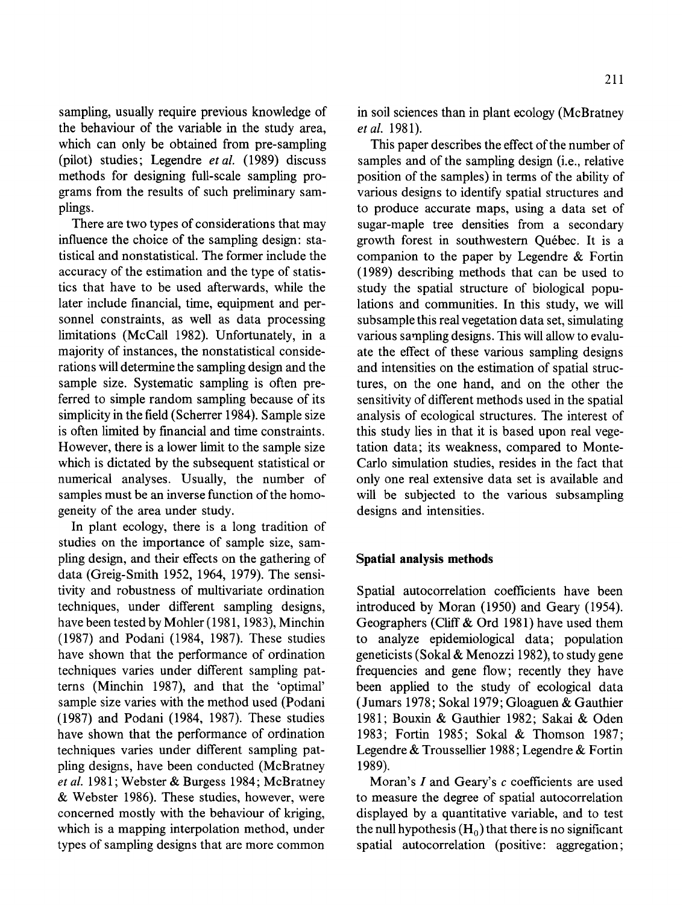sampling, usually require previous knowledge of the behaviour of the variable in the study area, which can only be obtained from pre-sampling (pilot) studies; Legendre *et al.* (1989) discuss methods for designing full-scale sampling programs from the results of such preliminary samplings.

There are two types of considerations that may influence the choice of the sampling design: statistical and nonstatistical. The former include the accuracy of the estimation and the type of statistics that have to be used afterwards, while the later include financial, time, equipment and personnel constraints, as well as data processing limitations (McCall 1982). Unfortunately, in a majority of instances, the nonstatistical considerations will determine the sampling design and the sample size. Systematic sampling is often preferred to simple random sampling because of its simplicity in the field (Scherrer 1984). Sample size is often limited by financial and time constraints. However, there is a lower limit to the sample size which is dictated by the subsequent statistical or numerical analyses. Usually, the number of samples must be an inverse function of the homogeneity of the area under study.

In plant ecology, there is a long tradition of studies on the importance of sample size, sampling design, and their effects on the gathering of data (Greig-Smith 1952, 1964, 1979). The sensitivity and robustness of multivariate ordination techniques, under different sampling designs, have been tested by Mohler (1981, 1983), Minchin (1987) and Podani (1984, 1987). These studies have shown that the performance of ordination techniques varies under different sampling patterns (Minchin 1987), and that the 'optimal' sample size varies with the method used (Podani (1987) and Podani (1984, 1987). These studies have shown that the performance of ordination techniques varies under different sampling patpling designs, have been conducted (McBratney *et al.* 1981; Webster & Burgess 1984; McBratney & Webster 1986). These studies, however, were concerned mostly with the behaviour of kriging, which is a mapping interpolation method, under types of sampling designs that are more common in soil sciences than in plant ecology (McBratney *et al.* 1981).

This paper describes the effect of the number of samples and of the sampling design (i.e., relative position of the samples) in terms of the ability of various designs to identify spatial structures and to produce accurate maps, using a data set of sugar-maple tree densities from a secondary growth forest in southwestern Québec. It is a companion to the paper by Legendre & Fortin (1989) describing methods that can be used to study the spatial structure of biological populations and communities. In this study, we will subsample this real vegetation data set, simulating various sampling designs. This will allow to evaluate the effect of these various sampling designs and intensities on the estimation of spatial structures, on the one hand, and on the other the sensitivity of different methods used in the spatial analysis of ecological structures. The interest of this study lies in that it is based upon real vegetation data; its weakness, compared to Monte-Carlo simulation studies, resides in the fact that only one real extensive data set is available and will be subjected to the various subsampling designs and intensities.

## Spatial analysis methods

Spatial autocorrelation coefficients have been introduced by Moran (1950) and Geary (1954). Geographers (Cliff & Ord 1981) have used them to analyze epidemiological data; population geneticists (Sokal & Menozzi 1982), to study gene frequencies and gene flow; recently they have been applied to the study of ecological data (Jumars 1978; Sokal 1979; Gloaguen & Gauthier 1981; Bouxin & Gauthier 1982; Sakai & Oden 1983; Fortin 1985; Sokal & Thomson 1987; Legendre & Troussellier 1988; Legendre & Fortin 1989).

Moran's $I$ and Geary's $c$ coefficients are used to measure the degree of spatial autocorrelation displayed by a quantitative variable, and to test the null hypothesis ($H_0$) that there is no significant spatial autocorrelation (positive: aggregation;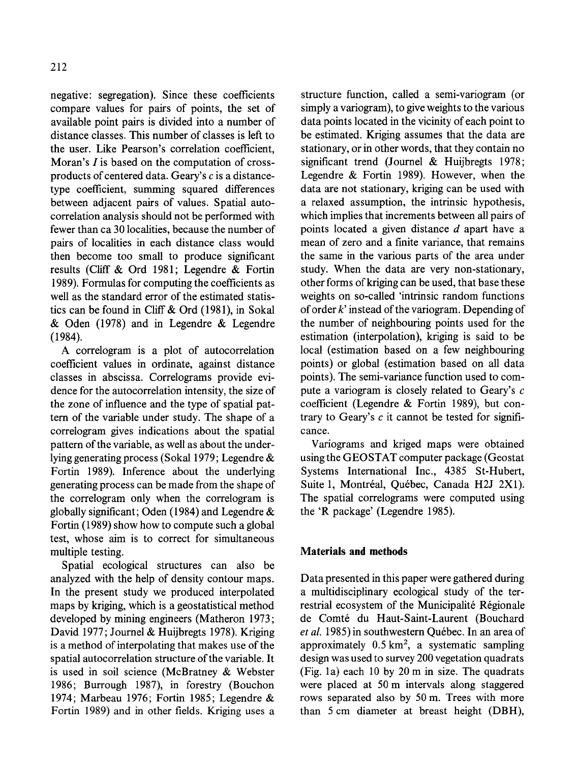negative: segregation). Since these coefficients compare values for pairs of points, the set of available point pairs is divided into a number of distance classes. This number of classes is left to the user. Like Pearson's correlation coefficient, Moran's $I$ is based on the computation of cross-products of centered data. Geary's $c$ is a distance-type coefficient, summing squared differences between adjacent pairs of values. Spatial autocorrelation analysis should not be performed with fewer than ca 30 localities, because the number of pairs of localities in each distance class would then become too small to produce significant results (Cliff & Ord 1981; Legendre & Fortin 1989). Formulas for computing the coefficients as well as the standard error of the estimated statistics can be found in Cliff & Ord (1981), in Sokal & Oden (1978) and in Legendre & Legendre (1984).

A correlogram is a plot of autocorrelation coefficient values in ordinate, against distance classes in abscissa. Correlograms provide evidence for the autocorrelation intensity, the size of the zone of influence and the type of spatial pattern of the variable under study. The shape of a correlogram gives indications about the spatial pattern of the variable, as well as about the underlying generating process (Sokal 1979; Legendre & Fortin 1989). Inference about the underlying generating process can be made from the shape of the correlogram only when the correlogram is globally significant; Oden (1984) and Legendre & Fortin (1989) show how to compute such a global test, whose aim is to correct for simultaneous multiple testing.

Spatial ecological structures can also be analyzed with the help of density contour maps. In the present study we produced interpolated maps by kriging, which is a geostatistical method developed by mining engineers (Matheron 1973; David 1977; Journel & Huijbregts 1978). Kriging is a method of interpolating that makes use of the spatial autocorrelation structure of the variable. It is used in soil science (McBratney & Webster 1986; Burrough 1987), in forestry (Bouchon 1974; Marbeau 1976; Fortin 1985; Legendre & Fortin 1989) and in other fields. Kriging uses a structure function, called a semi-variogram (or simply a variogram), to give weights to the various data points located in the vicinity of each point to be estimated. Kriging assumes that the data are stationary, or in other words, that they contain no significant trend (Journel & Huijbregts 1978; Legendre & Fortin 1989). However, when the data are not stationary, kriging can be used with a relaxed assumption, the intrinsic hypothesis, which implies that increments between all pairs of points located a given distance $d$ apart have a mean of zero and a finite variance, that remains the same in the various parts of the area under study. When the data are very non-stationary, other forms of kriging can be used, that base these weights on so-called 'intrinsic random functions of order $k$' instead of the variogram. Depending of the number of neighbouring points used for the estimation (interpolation), kriging is said to be local (estimation based on a few neighbouring points) or global (estimation based on all data points). The semi-variance function used to compute a variogram is closely related to Geary's $c$ coefficient (Legendre & Fortin 1989), but contrary to Geary's $c$ it cannot be tested for significance.

Variograms and kriged maps were obtained using the GEOSTAT computer package (Geostat Systems International Inc., 4385 St-Hubert, Suite 1, Montréal, Québec, Canada H2J 2X1). The spatial correlograms were computed using the 'R package' (Legendre 1985).

## Materials and methods

Data presented in this paper were gathered during a multidisciplinary ecological study of the terrestrial ecosystem of the Municipalité Régionale de Comté du Haut-Saint-Laurent (Bouchard *et al.* 1985) in southwestern Québec. In an area of approximately 0.5 km$^2$, a systematic sampling design was used to survey 200 vegetation quadrats (Fig. 1a) each 10 by 20 m in size. The quadrats were placed at 50 m intervals along staggered rows separated also by 50 m. Trees with more than 5 cm diameter at breast height (DBH),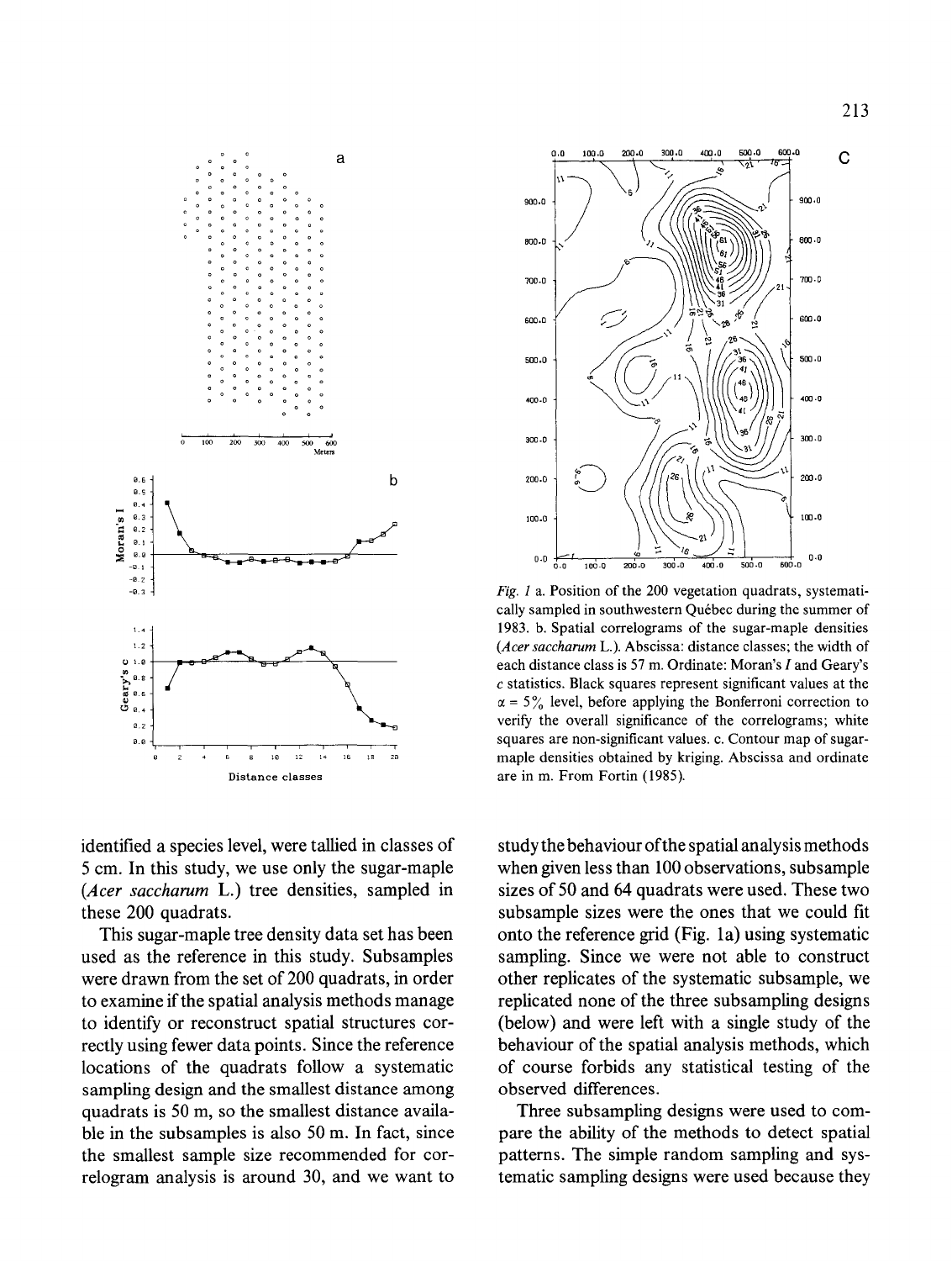*Fig. 1* a. Position of the 200 vegetation quadrats, systematically sampled in southwestern Québec during the summer of 1983. b. Spatial correlograms of the sugar-maple densities (*Acer saccharum* L.). Abscissa: distance classes; the width of each distance class is 57 m. Ordinate: Moran's $I$ and Geary's $c$ statistics. Black squares represent significant values at the $\alpha = 5\%$ level, before applying the Bonferroni correction to verify the overall significance of the correlograms; white squares are non-significant values. c. Contour map of sugar-maple densities obtained by kriging. Abscissa and ordinate are in m. From Fortin (1985).

identified a species level, were tallied in classes of 5 cm. In this study, we use only the sugar-maple (*Acer saccharum* L.) tree densities, sampled in these 200 quadrats.

This sugar-maple tree density data set has been used as the reference in this study. Subsamples were drawn from the set of 200 quadrats, in order to examine if the spatial analysis methods manage to identify or reconstruct spatial structures correctly using fewer data points. Since the reference locations of the quadrats follow a systematic sampling design and the smallest distance among quadrats is 50 m, so the smallest distance available in the subsamples is also 50 m. In fact, since the smallest sample size recommended for correlogram analysis is around 30, and we want to study the behaviour of the spatial analysis methods when given less than 100 observations, subsample sizes of 50 and 64 quadrats were used. These two subsample sizes were the ones that we could fit onto the reference grid (Fig. 1a) using systematic sampling. Since we were not able to construct other replicates of the systematic subsample, we replicated none of the three subsampling designs (below) and were left with a single study of the behaviour of the spatial analysis methods, which of course forbids any statistical testing of the observed differences.

Three subsampling designs were used to compare the ability of the methods to detect spatial patterns. The simple random sampling and systematic sampling designs were used because they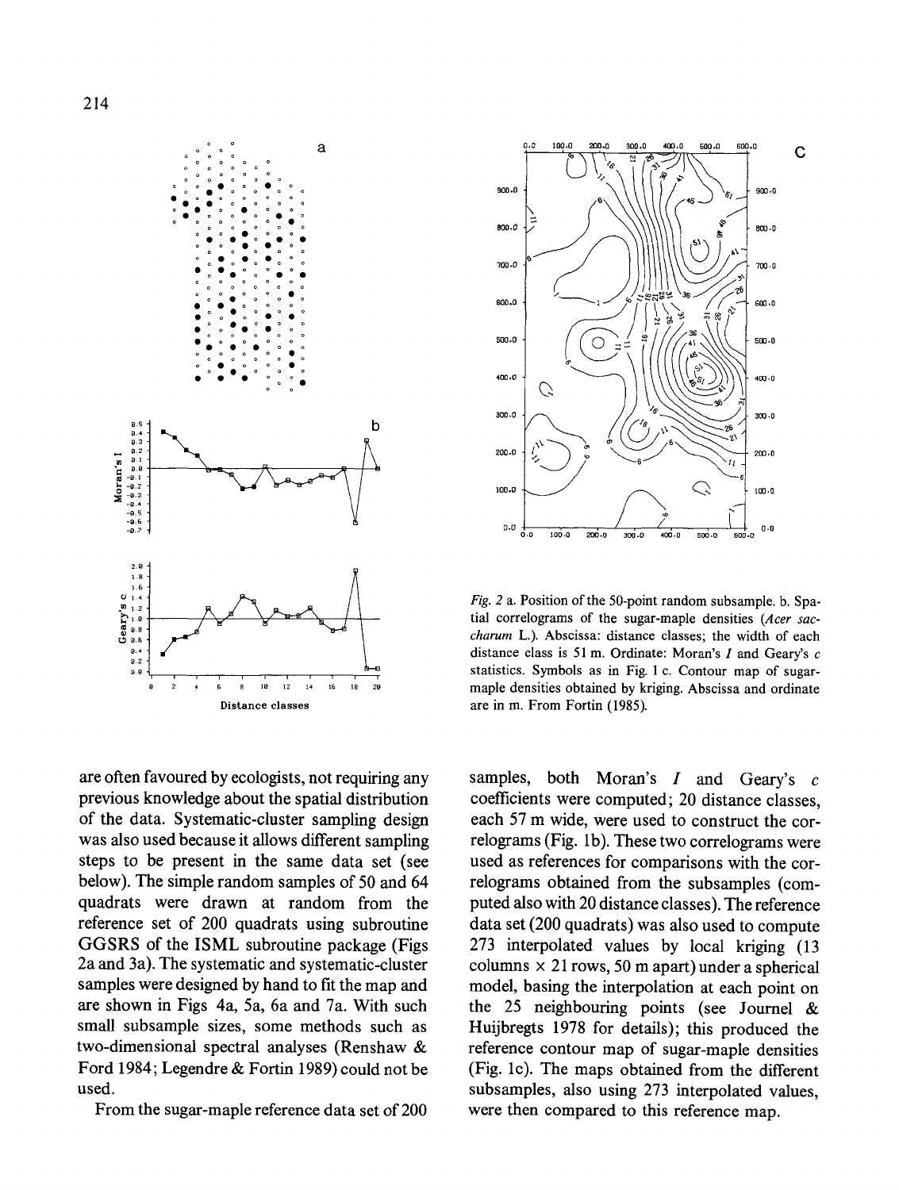*Fig. 2* a. Position of the 50-point random subsample. b. Spatial correlograms of the sugar-maple densities (*Acer saccharum* L.). Abscissa: distance classes; the width of each distance class is 51 m. Ordinate: Moran's $I$ and Geary's $c$ statistics. Symbols as in Fig. 1 c. Contour map of sugar-maple densities obtained by kriging. Abscissa and ordinate are in m. From Fortin (1985).

are often favoured by ecologists, not requiring any previous knowledge about the spatial distribution of the data. Systematic-cluster sampling design was also used because it allows different sampling steps to be present in the same data set (see below). The simple random samples of 50 and 64 quadrats were drawn at random from the reference set of 200 quadrats using subroutine GGSRS of the ISML subroutine package (Figs 2a and 3a). The systematic and systematic-cluster samples were designed by hand to fit the map and are shown in Figs 4a, 5a, 6a and 7a. With such small subsample sizes, some methods such as two-dimensional spectral analyses (Renshaw & Ford 1984; Legendre & Fortin 1989) could not be used.

From the sugar-maple reference data set of 200 samples, both Moran's $I$ and Geary's $c$ coefficients were computed; 20 distance classes, each 57 m wide, were used to construct the correlograms (Fig. 1b). These two correlograms were used as references for comparisons with the correlograms obtained from the subsamples (computed also with 20 distance classes). The reference data set (200 quadrats) was also used to compute 273 interpolated values by local kriging (13 columns × 21 rows, 50 m apart) under a spherical model, basing the interpolation at each point on the 25 neighbouring points (see Journel & Huijbregts 1978 for details); this produced the reference contour map of sugar-maple densities (Fig. 1c). The maps obtained from the different subsamples, also using 273 interpolated values, were then compared to this reference map.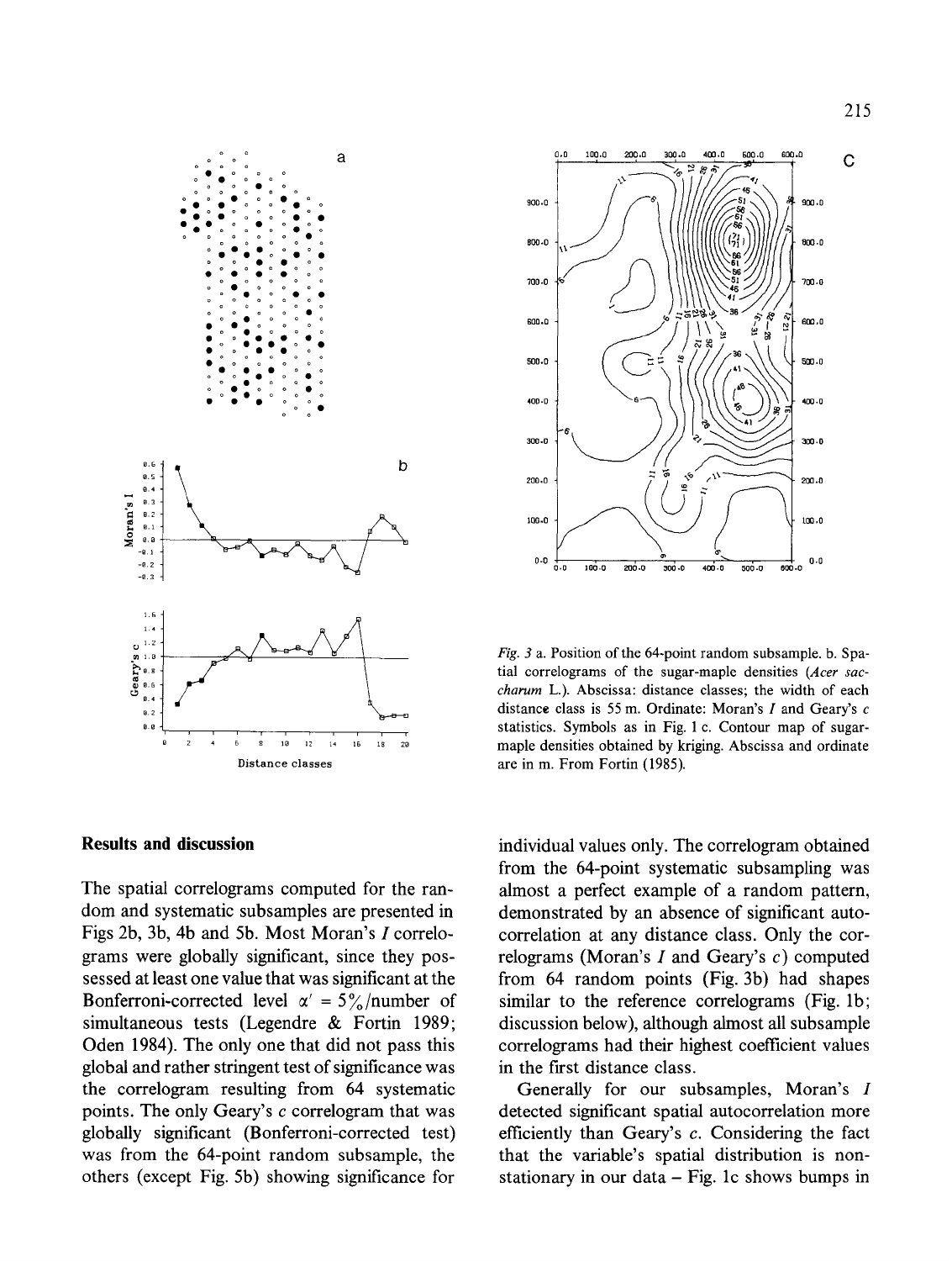*Fig. 3* a. Position of the 64-point random subsample. b. Spatial correlograms of the sugar-maple densities (*Acer saccharum* L.). Abscissa: distance classes; the width of each distance class is 55 m. Ordinate: Moran's $I$ and Geary's $c$ statistics. Symbols as in Fig. 1 c. Contour map of sugar-maple densities obtained by kriging. Abscissa and ordinate are in m. From Fortin (1985).

## Results and discussion

The spatial correlograms computed for the random and systematic subsamples are presented in Figs 2b, 3b, 4b and 5b. Most Moran's $I$ correlograms were globally significant, since they possessed at least one value that was significant at the Bonferroni-corrected level $\alpha' = 5\%$/number of simultaneous tests (Legendre & Fortin 1989; Oden 1984). The only one that did not pass this global and rather stringent test of significance was the correlogram resulting from 64 systematic points. The only Geary's $c$ correlogram that was globally significant (Bonferroni-corrected test) was from the 64-point random subsample, the others (except Fig. 5b) showing significance for individual values only. The correlogram obtained from the 64-point systematic subsampling was almost a perfect example of a random pattern, demonstrated by an absence of significant autocorrelation at any distance class. Only the correlograms (Moran's $I$ and Geary's $c$) computed from 64 random points (Fig. 3b) had shapes similar to the reference correlograms (Fig. 1b; discussion below), although almost all subsample correlograms had their highest coefficient values in the first distance class.

Generally for our subsamples, Moran's $I$ detected significant spatial autocorrelation more efficiently than Geary's $c$. Considering the fact that the variable's spatial distribution is non-stationary in our data – Fig. 1c shows bumps in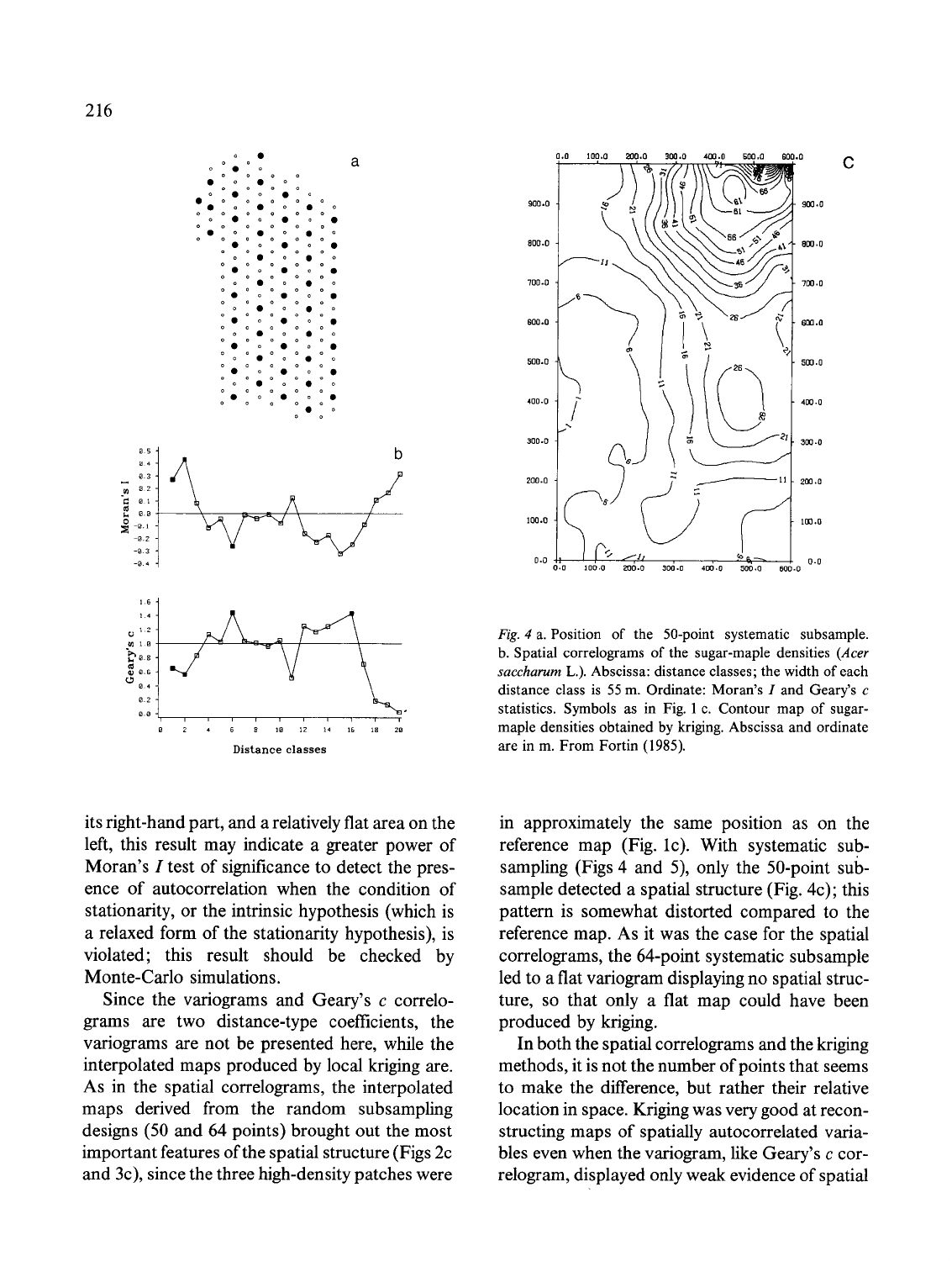*Fig. 4* a. Position of the 50-point systematic subsample. b. Spatial correlograms of the sugar-maple densities (*Acer saccharum* L.). Abscissa: distance classes; the width of each distance class is 55 m. Ordinate: Moran's $I$ and Geary's $c$ statistics. Symbols as in Fig. 1 c. Contour map of sugar-maple densities obtained by kriging. Abscissa and ordinate are in m. From Fortin (1985).

its right-hand part, and a relatively flat area on the left, this result may indicate a greater power of Moran's $I$ test of significance to detect the presence of autocorrelation when the condition of stationarity, or the intrinsic hypothesis (which is a relaxed form of the stationarity hypothesis), is violated; this result should be checked by Monte-Carlo simulations.

Since the variograms and Geary's $c$ correlograms are two distance-type coefficients, the variograms are not be presented here, while the interpolated maps produced by local kriging are. As in the spatial correlograms, the interpolated maps derived from the random subsampling designs (50 and 64 points) brought out the most important features of the spatial structure (Figs 2c and 3c), since the three high-density patches were in approximately the same position as on the reference map (Fig. 1c). With systematic subsampling (Figs 4 and 5), only the 50-point subsample detected a spatial structure (Fig. 4c); this pattern is somewhat distorted compared to the reference map. As it was the case for the spatial correlograms, the 64-point systematic subsample led to a flat variogram displaying no spatial structure, so that only a flat map could have been produced by kriging.

In both the spatial correlograms and the kriging methods, it is not the number of points that seems to make the difference, but rather their relative location in space. Kriging was very good at reconstructing maps of spatially autocorrelated variables even when the variogram, like Geary's $c$ correlogram, displayed only weak evidence of spatial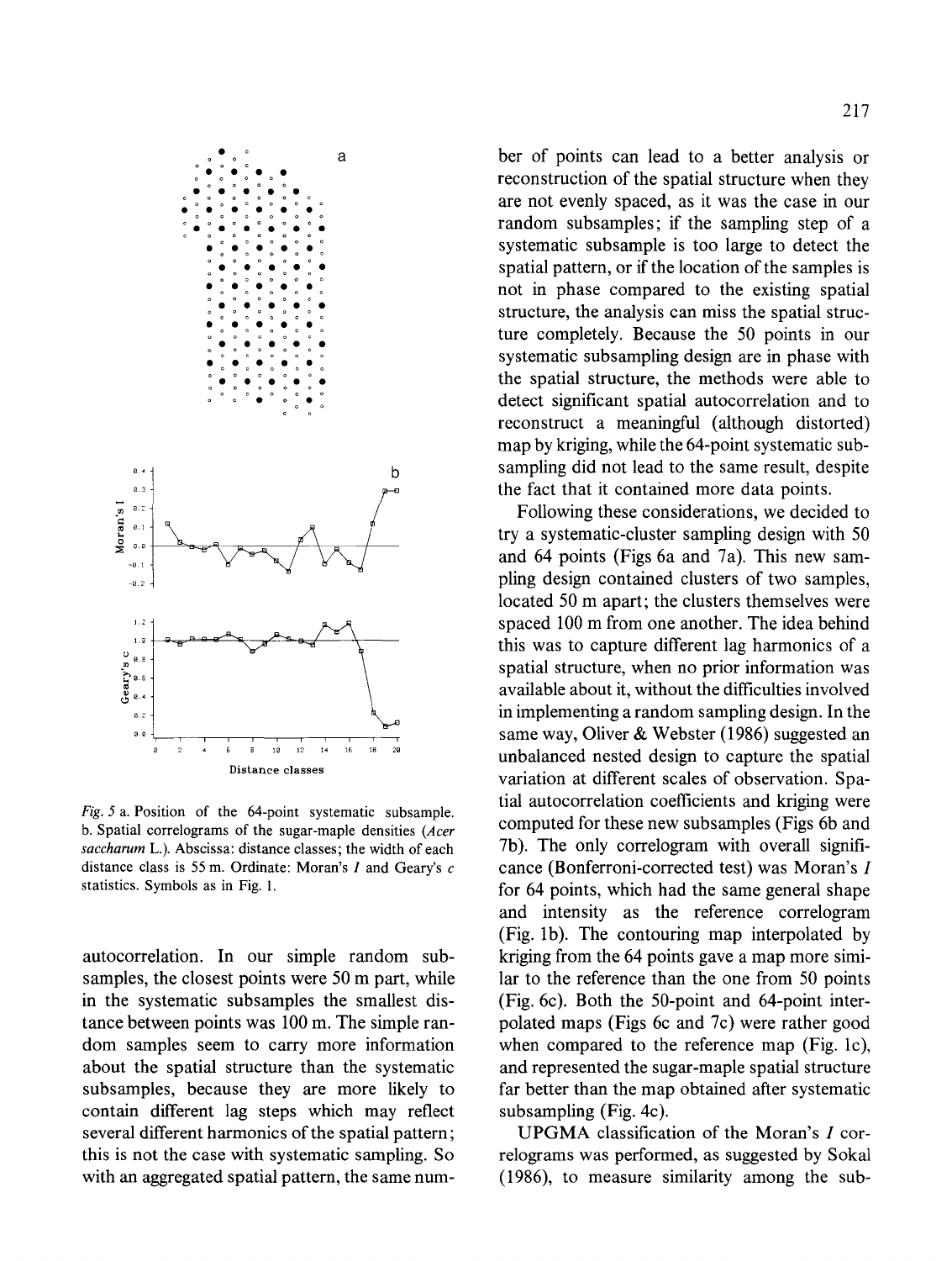*Fig. 5* a. Position of the 64-point systematic subsample. b. Spatial correlograms of the sugar-maple densities (*Acer saccharum* L.). Abscissa: distance classes; the width of each distance class is 55 m. Ordinate: Moran's *I* and Geary's *c* statistics. Symbols as in Fig. 1.

autocorrelation. In our simple random subsamples, the closest points were 50 m part, while in the systematic subsamples the smallest distance between points was 100 m. The simple random samples seem to carry more information about the spatial structure than the systematic subsamples, because they are more likely to contain different lag steps which may reflect several different harmonics of the spatial pattern; this is not the case with systematic sampling. So with an aggregated spatial pattern, the same number of points can lead to a better analysis or reconstruction of the spatial structure when they are not evenly spaced, as it was the case in our random subsamples; if the sampling step of a systematic subsample is too large to detect the spatial pattern, or if the location of the samples is not in phase compared to the existing spatial structure, the analysis can miss the spatial structure completely. Because the 50 points in our systematic subsampling design are in phase with the spatial structure, the methods were able to detect significant spatial autocorrelation and to reconstruct a meaningful (although distorted) map by kriging, while the 64-point systematic subsampling did not lead to the same result, despite the fact that it contained more data points.

Following these considerations, we decided to try a systematic-cluster sampling design with 50 and 64 points (Figs 6a and 7a). This new sampling design contained clusters of two samples, located 50 m apart; the clusters themselves were spaced 100 m from one another. The idea behind this was to capture different lag harmonics of a spatial structure, when no prior information was available about it, without the difficulties involved in implementing a random sampling design. In the same way, Oliver & Webster (1986) suggested an unbalanced nested design to capture the spatial variation at different scales of observation. Spatial autocorrelation coefficients and kriging were computed for these new subsamples (Figs 6b and 7b). The only correlogram with overall significance (Bonferroni-corrected test) was Moran's *I* for 64 points, which had the same general shape and intensity as the reference correlogram (Fig. 1b). The contouring map interpolated by kriging from the 64 points gave a map more similar to the reference than the one from 50 points (Fig. 6c). Both the 50-point and 64-point interpolated maps (Figs 6c and 7c) were rather good when compared to the reference map (Fig. 1c), and represented the sugar-maple spatial structure far better than the map obtained after systematic subsampling (Fig. 4c).

UPGMA classification of the Moran's *I* correlograms was performed, as suggested by Sokal (1986), to measure similarity among the sub-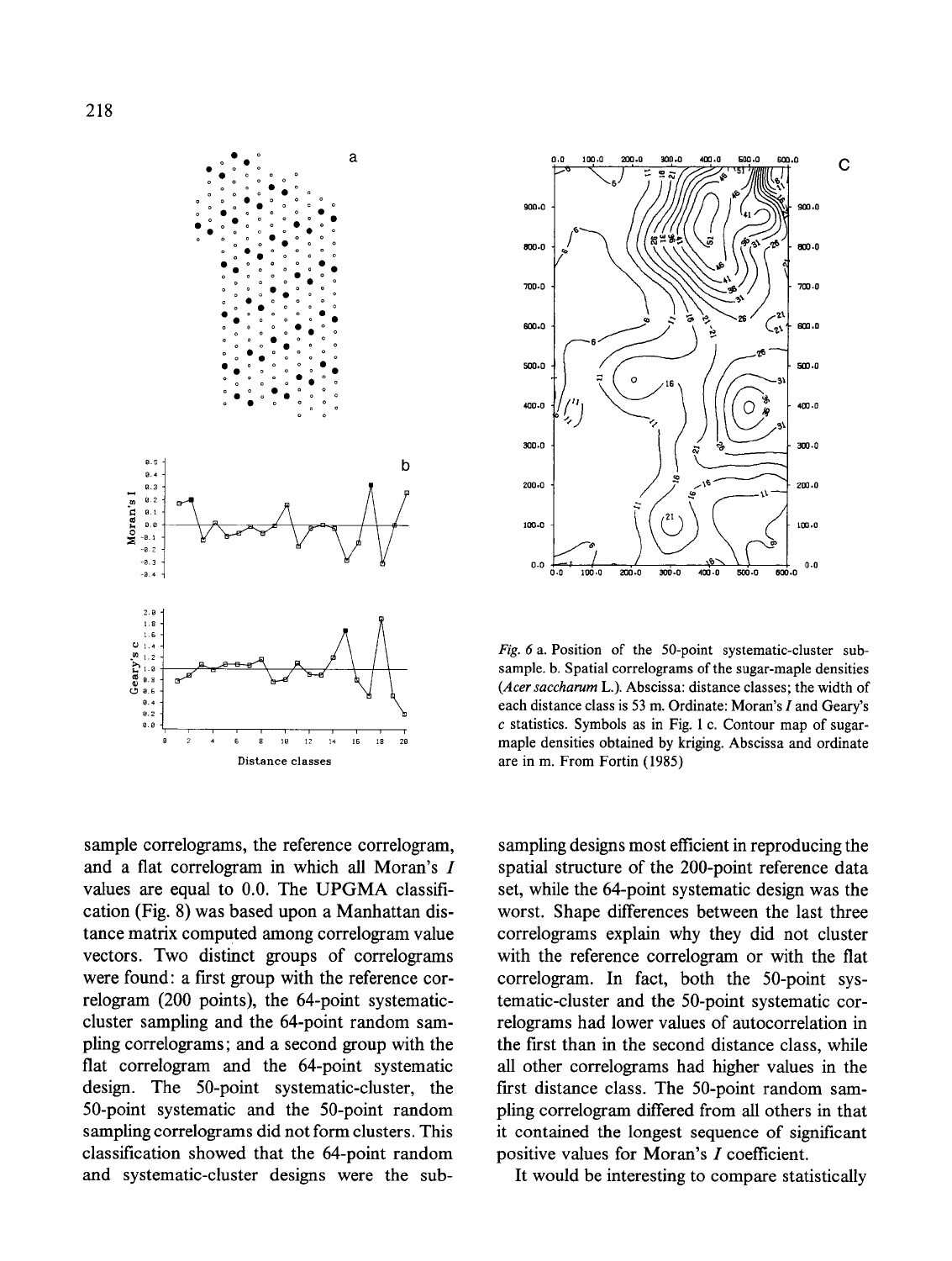*Fig. 6* a. Position of the 50-point systematic-cluster subsample. b. Spatial correlograms of the sugar-maple densities (*Acer saccharum* L.). Abscissa: distance classes; the width of each distance class is 53 m. Ordinate: Moran's *I* and Geary's *c* statistics. Symbols as in Fig. 1 c. Contour map of sugar-maple densities obtained by kriging. Abscissa and ordinate are in m. From Fortin (1985)

sample correlograms, the reference correlogram, and a flat correlogram in which all Moran's *I* values are equal to 0.0. The UPGMA classification (Fig. 8) was based upon a Manhattan distance matrix computed among correlogram value vectors. Two distinct groups of correlograms were found: a first group with the reference correlogram (200 points), the 64-point systematic-cluster sampling and the 64-point random sampling correlograms; and a second group with the flat correlogram and the 64-point systematic design. The 50-point systematic-cluster, the 50-point systematic and the 50-point random sampling correlograms did not form clusters. This classification showed that the 64-point random and systematic-cluster designs were the sampling designs most efficient in reproducing the spatial structure of the 200-point reference data set, while the 64-point systematic design was the worst. Shape differences between the last three correlograms explain why they did not cluster with the reference correlogram or with the flat correlogram. In fact, both the 50-point systematic-cluster and the 50-point systematic correlograms had lower values of autocorrelation in the first than in the second distance class, while all other correlograms had higher values in the first distance class. The 50-point random sampling correlogram differed from all others in that it contained the longest sequence of significant positive values for Moran's *I* coefficient.

It would be interesting to compare statistically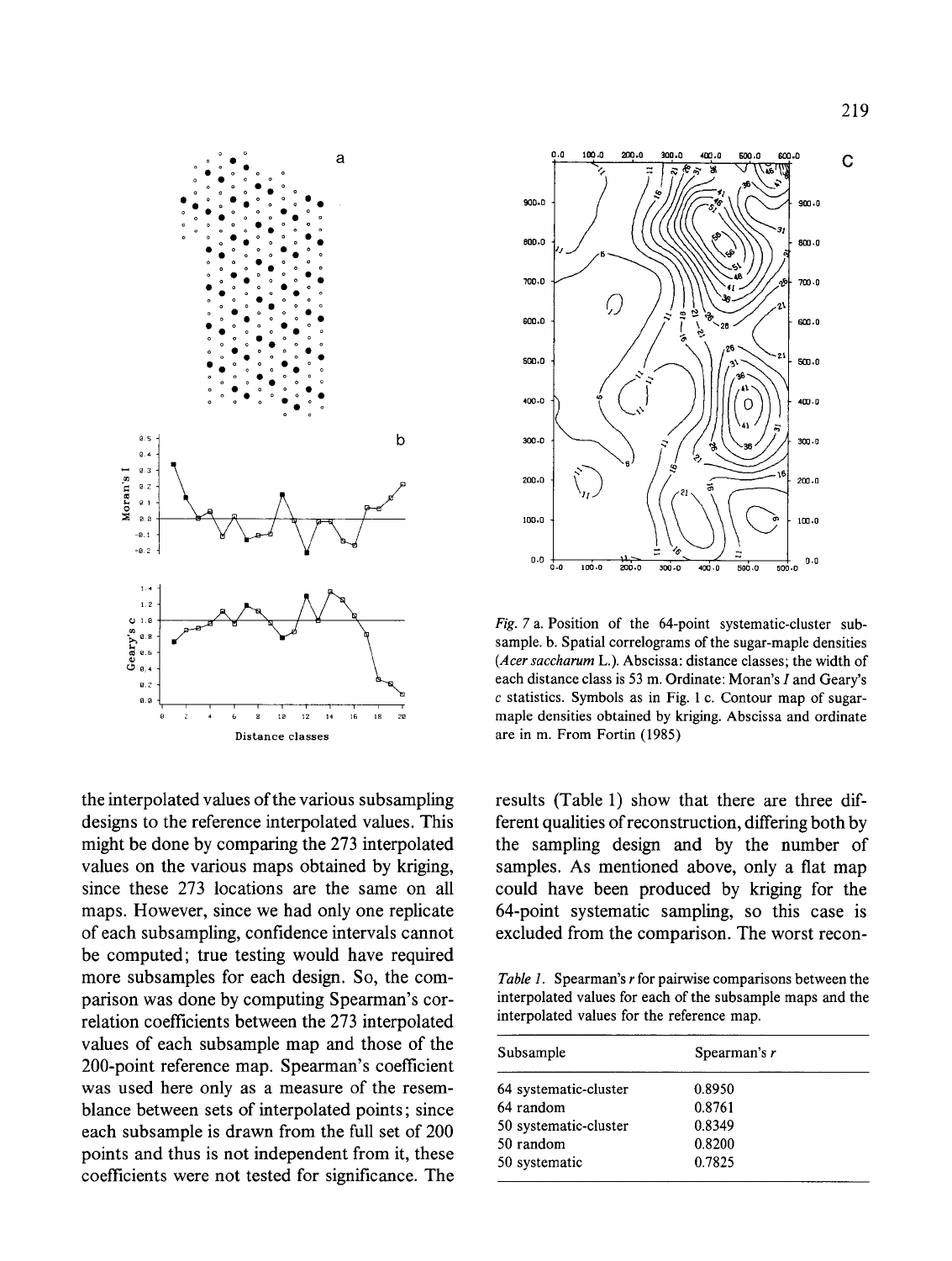*Fig. 7* a. Position of the 64-point systematic-cluster subsample. b. Spatial correlograms of the sugar-maple densities (*Acer saccharum* L.). Abscissa: distance classes; the width of each distance class is 53 m. Ordinate: Moran's $I$ and Geary's $c$ statistics. Symbols as in Fig. 1 c. Contour map of sugar-maple densities obtained by kriging. Abscissa and ordinate are in m. From Fortin (1985)

the interpolated values of the various subsampling designs to the reference interpolated values. This might be done by comparing the 273 interpolated values on the various maps obtained by kriging, since these 273 locations are the same on all maps. However, since we had only one replicate of each subsampling, confidence intervals cannot be computed; true testing would have required more subsamples for each design. So, the comparison was done by computing Spearman's correlation coefficients between the 273 interpolated values of each subsample map and those of the 200-point reference map. Spearman's coefficient was used here only as a measure of the resemblance between sets of interpolated points; since each subsample is drawn from the full set of 200 points and thus is not independent from it, these coefficients were not tested for significance. The results (Table 1) show that there are three different qualities of reconstruction, differing both by the sampling design and by the number of samples. As mentioned above, only a flat map could have been produced by kriging for the 64-point systematic sampling, so this case is excluded from the comparison. The worst recon-

*Table 1.* Spearman's $r$ for pairwise comparisons between the interpolated values for each of the subsample maps and the interpolated values for the reference map.

| Subsample | Spearman's $r$ |
|---|---|
| 64 systematic-cluster | 0.8950 |
| 64 random | 0.8761 |
| 50 systematic-cluster | 0.8349 |
| 50 random | 0.8200 |
| 50 systematic | 0.7825 |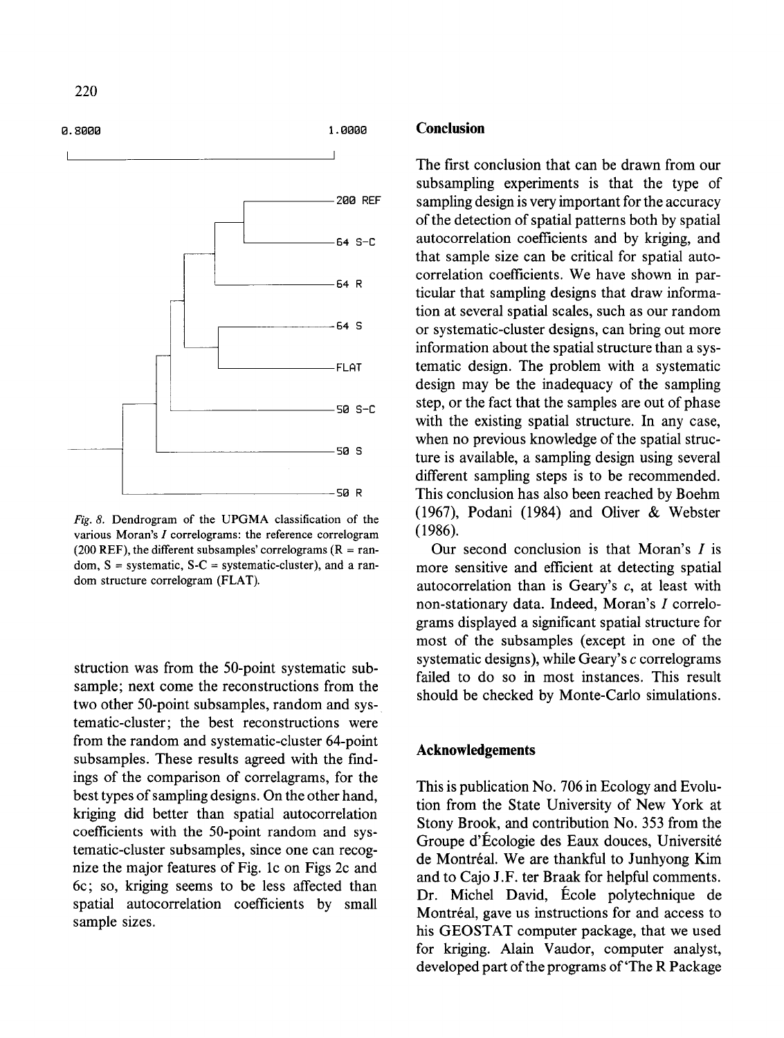0.8000

1.0000

200 REF

64 S-C

64 R

64 S

FLAT

50 S-C

50 S

50 R

*Fig. 8.* Dendrogram of the UPGMA classification of the various Moran's $I$ correlograms: the reference correlogram (200 REF), the different subsamples' correlograms (R = random, S = systematic, S-C = systematic-cluster), and a random structure correlogram (FLAT).

struction was from the 50-point systematic subsample; next come the reconstructions from the two other 50-point subsamples, random and systematic-cluster; the best reconstructions were from the random and systematic-cluster 64-point subsamples. These results agreed with the findings of the comparison of correlagrams, for the best types of sampling designs. On the other hand, kriging did better than spatial autocorrelation coefficients with the 50-point random and systematic-cluster subsamples, since one can recognize the major features of Fig. 1c on Figs 2c and 6c; so, kriging seems to be less affected than spatial autocorrelation coefficients by small sample sizes.

## Conclusion

The first conclusion that can be drawn from our subsampling experiments is that the type of sampling design is very important for the accuracy of the detection of spatial patterns both by spatial autocorrelation coefficients and by kriging, and that sample size can be critical for spatial autocorrelation coefficients. We have shown in particular that sampling designs that draw information at several spatial scales, such as our random or systematic-cluster designs, can bring out more information about the spatial structure than a systematic design. The problem with a systematic design may be the inadequacy of the sampling step, or the fact that the samples are out of phase with the existing spatial structure. In any case, when no previous knowledge of the spatial structure is available, a sampling design using several different sampling steps is to be recommended. This conclusion has also been reached by Boehm (1967), Podani (1984) and Oliver & Webster (1986).

Our second conclusion is that Moran's $I$ is more sensitive and efficient at detecting spatial autocorrelation than is Geary's $c$, at least with non-stationary data. Indeed, Moran's $I$ correlograms displayed a significant spatial structure for most of the subsamples (except in one of the systematic designs), while Geary's $c$ correlograms failed to do so in most instances. This result should be checked by Monte-Carlo simulations.

## Acknowledgements

This is publication No. 706 in Ecology and Evolution from the State University of New York at Stony Brook, and contribution No. 353 from the Groupe d'Écologie des Eaux douces, Université de Montréal. We are thankful to Junhyong Kim and to Cajo J.F. ter Braak for helpful comments. Dr. Michel David, École polytechnique de Montréal, gave us instructions for and access to his GEOSTAT computer package, that we used for kriging. Alain Vaudor, computer analyst, developed part of the programs of 'The R Package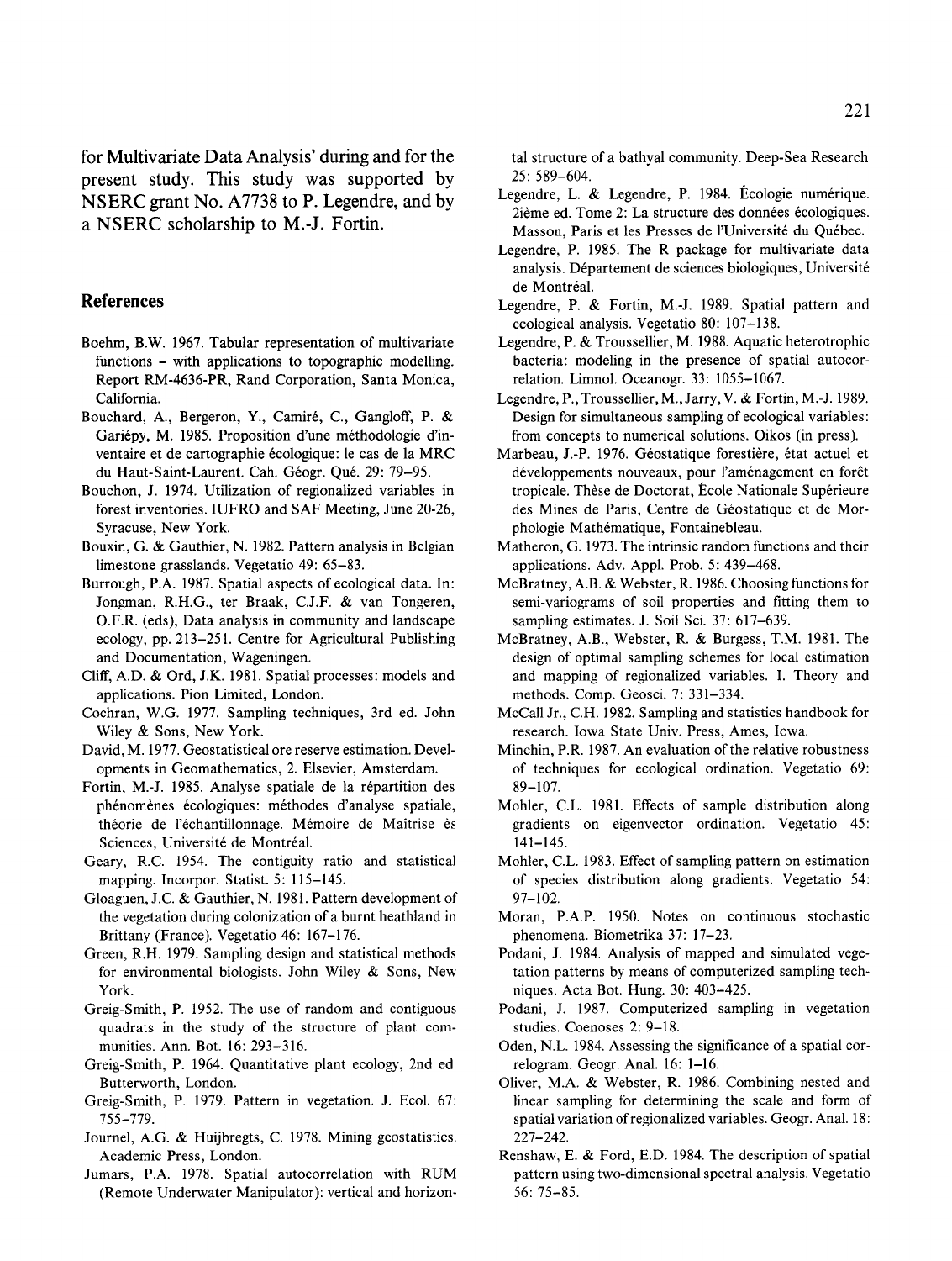for Multivariate Data Analysis' during and for the present study. This study was supported by NSERC grant No. A7738 to P. Legendre, and by a NSERC scholarship to M.-J. Fortin.

## References

Boehm, B.W. 1967. Tabular representation of multivariate functions – with applications to topographic modelling. Report RM-4636-PR, Rand Corporation, Santa Monica, California.

Bouchard, A., Bergeron, Y., Camiré, C., Gangloff, P. & Gariépy, M. 1985. Proposition d'une méthodologie d'inventaire et de cartographie écologique: le cas de la MRC du Haut-Saint-Laurent. Cah. Géogr. Qué. 29: 79–95.

Bouchon, J. 1974. Utilization of regionalized variables in forest inventories. IUFRO and SAF Meeting, June 20-26, Syracuse, New York.

Bouxin, G. & Gauthier, N. 1982. Pattern analysis in Belgian limestone grasslands. Vegetatio 49: 65–83.

Burrough, P.A. 1987. Spatial aspects of ecological data. In: Jongman, R.H.G., ter Braak, C.J.F. & van Tongeren, O.F.R. (eds), Data analysis in community and landscape ecology, pp. 213–251. Centre for Agricultural Publishing and Documentation, Wageningen.

Cliff, A.D. & Ord, J.K. 1981. Spatial processes: models and applications. Pion Limited, London.

Cochran, W.G. 1977. Sampling techniques, 3rd ed. John Wiley & Sons, New York.

David, M. 1977. Geostatistical ore reserve estimation. Developments in Geomathematics, 2. Elsevier, Amsterdam.

Fortin, M.-J. 1985. Analyse spatiale de la répartition des phénomènes écologiques: méthodes d'analyse spatiale, théorie de l'échantillonnage. Mémoire de Maîtrise ès Sciences, Université de Montréal.

Geary, R.C. 1954. The contiguity ratio and statistical mapping. Incorpor. Statist. 5: 115–145.

Gloaguen, J.C. & Gauthier, N. 1981. Pattern development of the vegetation during colonization of a burnt heathland in Brittany (France). Vegetatio 46: 167–176.

Green, R.H. 1979. Sampling design and statistical methods for environmental biologists. John Wiley & Sons, New York.

Greig-Smith, P. 1952. The use of random and contiguous quadrats in the study of the structure of plant communities. Ann. Bot. 16: 293–316.

Greig-Smith, P. 1964. Quantitative plant ecology, 2nd ed. Butterworth, London.

Greig-Smith, P. 1979. Pattern in vegetation. J. Ecol. 67: 755–779.

Journel, A.G. & Huijbregts, C. 1978. Mining geostatistics. Academic Press, London.

Jumars, P.A. 1978. Spatial autocorrelation with RUM (Remote Underwater Manipulator): vertical and horizontal structure of a bathyal community. Deep-Sea Research 25: 589–604.

Legendre, L. & Legendre, P. 1984. Écologie numérique. 2ième ed. Tome 2: La structure des données écologiques. Masson, Paris et les Presses de l'Université du Québec.

Legendre, P. 1985. The R package for multivariate data analysis. Département de sciences biologiques, Université de Montréal.

Legendre, P. & Fortin, M.-J. 1989. Spatial pattern and ecological analysis. Vegetatio 80: 107–138.

Legendre, P. & Troussellier, M. 1988. Aquatic heterotrophic bacteria: modeling in the presence of spatial autocorrelation. Limnol. Oceanogr. 33: 1055–1067.

Legendre, P., Troussellier, M., Jarry, V. & Fortin, M.-J. 1989. Design for simultaneous sampling of ecological variables: from concepts to numerical solutions. Oikos (in press).

Marbeau, J.-P. 1976. Géostatique forestière, état actuel et développements nouveaux, pour l'aménagement en forêt tropicale. Thèse de Doctorat, École Nationale Supérieure des Mines de Paris, Centre de Géostatique et de Morphologie Mathématique, Fontainebleau.

Matheron, G. 1973. The intrinsic random functions and their applications. Adv. Appl. Prob. 5: 439–468.

McBratney, A.B. & Webster, R. 1986. Choosing functions for semi-variograms of soil properties and fitting them to sampling estimates. J. Soil Sci. 37: 617–639.

McBratney, A.B., Webster, R. & Burgess, T.M. 1981. The design of optimal sampling schemes for local estimation and mapping of regionalized variables. I. Theory and methods. Comp. Geosci. 7: 331–334.

McCall Jr., C.H. 1982. Sampling and statistics handbook for research. Iowa State Univ. Press, Ames, Iowa.

Minchin, P.R. 1987. An evaluation of the relative robustness of techniques for ecological ordination. Vegetatio 69: 89–107.

Mohler, C.L. 1981. Effects of sample distribution along gradients on eigenvector ordination. Vegetatio 45: 141–145.

Mohler, C.L. 1983. Effect of sampling pattern on estimation of species distribution along gradients. Vegetatio 54: 97–102.

Moran, P.A.P. 1950. Notes on continuous stochastic phenomena. Biometrika 37: 17–23.

Podani, J. 1984. Analysis of mapped and simulated vegetation patterns by means of computerized sampling techniques. Acta Bot. Hung. 30: 403–425.

Podani, J. 1987. Computerized sampling in vegetation studies. Coenoses 2: 9–18.

Oden, N.L. 1984. Assessing the significance of a spatial correlogram. Geogr. Anal. 16: 1–16.

Oliver, M.A. & Webster, R. 1986. Combining nested and linear sampling for determining the scale and form of spatial variation of regionalized variables. Geogr. Anal. 18: 227–242.

Renshaw, E. & Ford, E.D. 1984. The description of spatial pattern using two-dimensional spectral analysis. Vegetatio 56: 75–85.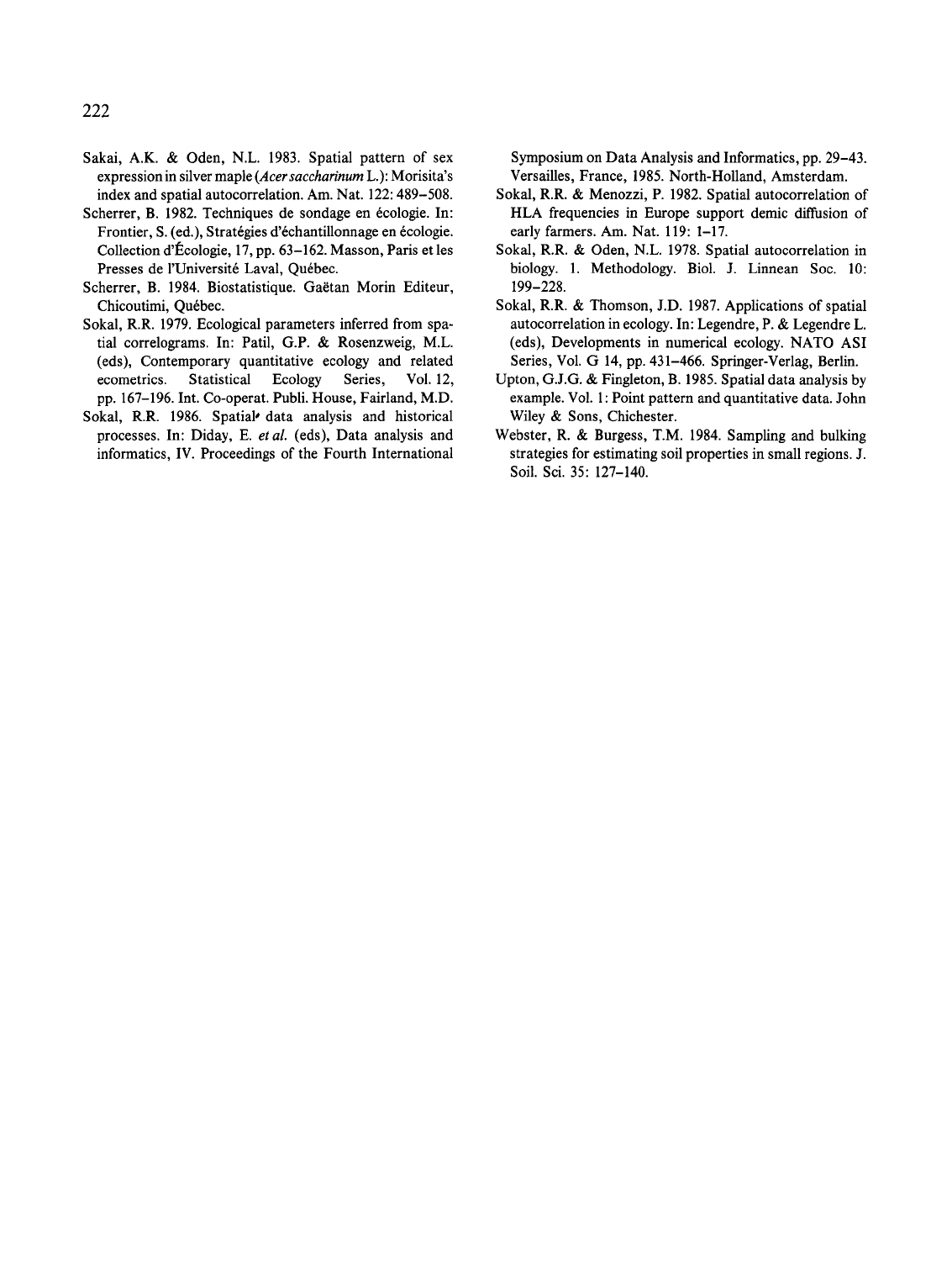Sakai, A.K. & Oden, N.L. 1983. Spatial pattern of sex expression in silver maple (*Acer saccharinum* L.): Morisita's index and spatial autocorrelation. Am. Nat. 122: 489–508.

Scherrer, B. 1982. Techniques de sondage en écologie. In: Frontier, S. (ed.), Stratégies d'échantillonnage en écologie. Collection d'Écologie, 17, pp. 63–162. Masson, Paris et les Presses de l'Université Laval, Québec.

Scherrer, B. 1984. Biostatistique. Gaëtan Morin Editeur, Chicoutimi, Québec.

Sokal, R.R. 1979. Ecological parameters inferred from spatial correlograms. In: Patil, G.P. & Rosenzweig, M.L. (eds), Contemporary quantitative ecology and related ecometrics. Statistical Ecology Series, Vol. 12, pp. 167–196. Int. Co-operat. Publi. House, Fairland, M.D.

Sokal, R.R. 1986. Spatial data analysis and historical processes. In: Diday, E. *et al.* (eds), Data analysis and informatics, IV. Proceedings of the Fourth International Symposium on Data Analysis and Informatics, pp. 29–43. Versailles, France, 1985. North-Holland, Amsterdam.

Sokal, R.R. & Menozzi, P. 1982. Spatial autocorrelation of HLA frequencies in Europe support demic diffusion of early farmers. Am. Nat. 119: 1–17.

Sokal, R.R. & Oden, N.L. 1978. Spatial autocorrelation in biology. 1. Methodology. Biol. J. Linnean Soc. 10: 199–228.

Sokal, R.R. & Thomson, J.D. 1987. Applications of spatial autocorrelation in ecology. In: Legendre, P. & Legendre L. (eds), Developments in numerical ecology. NATO ASI Series, Vol. G 14, pp. 431–466. Springer-Verlag, Berlin.

Upton, G.J.G. & Fingleton, B. 1985. Spatial data analysis by example. Vol. 1: Point pattern and quantitative data. John Wiley & Sons, Chichester.

Webster, R. & Burgess, T.M. 1984. Sampling and bulking strategies for estimating soil properties in small regions. J. Soil. Sci. 35: 127–140.